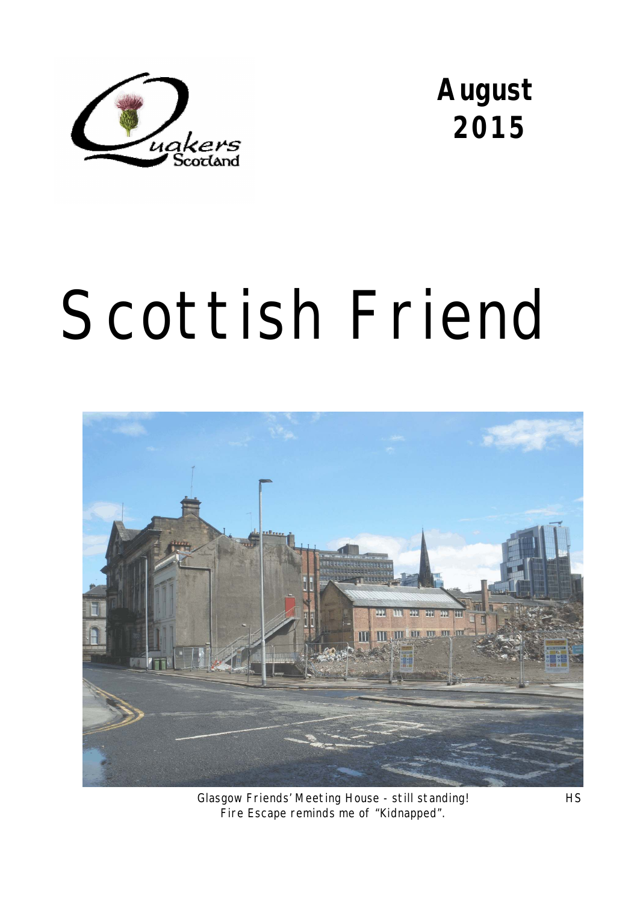Quakers Scotland

**August 2015**

# Scottish Friend

Glasgow Friends' Meeting House - still standing! HS
Fire Escape reminds me of "Kidnapped".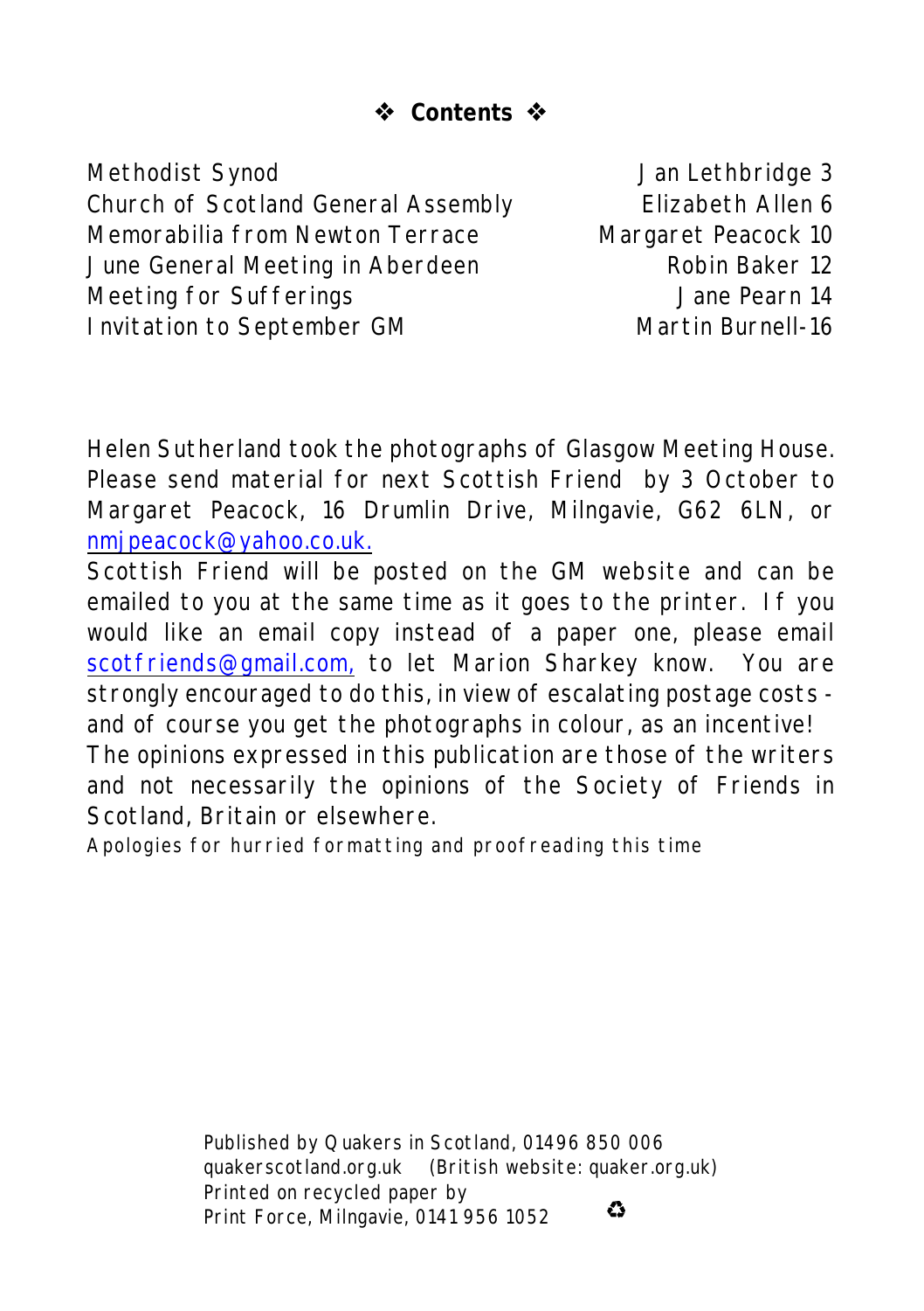## ❖ Contents ❖

| | | |
|---|---|---|
| Methodist Synod | Jan Lethbridge | 3 |
| Church of Scotland General Assembly | Elizabeth Allen | 6 |
| Memorabilia from Newton Terrace | Margaret Peacock | 10 |
| June General Meeting in Aberdeen | Robin Baker | 12 |
| Meeting for Sufferings | Jane Pearn | 14 |
| Invitation to September GM | Martin Burnell- | 16 |

Helen Sutherland took the photographs of Glasgow Meeting House. Please send material for next Scottish Friend by 3 October to Margaret Peacock, 16 Drumlin Drive, Milngavie, G62 6LN, or nmjpeacock@yahoo.co.uk.

Scottish Friend will be posted on the GM website and can be emailed to you at the same time as it goes to the printer. If you would like an email copy instead of a paper one, please email scotfriends@gmail.com, to let Marion Sharkey know. You are strongly encouraged to do this, in view of escalating postage costs - and of course you get the photographs in colour, as an incentive!

The opinions expressed in this publication are those of the writers and not necessarily the opinions of the Society of Friends in Scotland, Britain or elsewhere.

Apologies for hurried formatting and proofreading this time

Published by Quakers in Scotland, 01496 850 006
quakerscotland.org.uk (British website: quaker.org.uk)
Printed on recycled paper by
Print Force, Milngavie, 0141 956 1052 ♻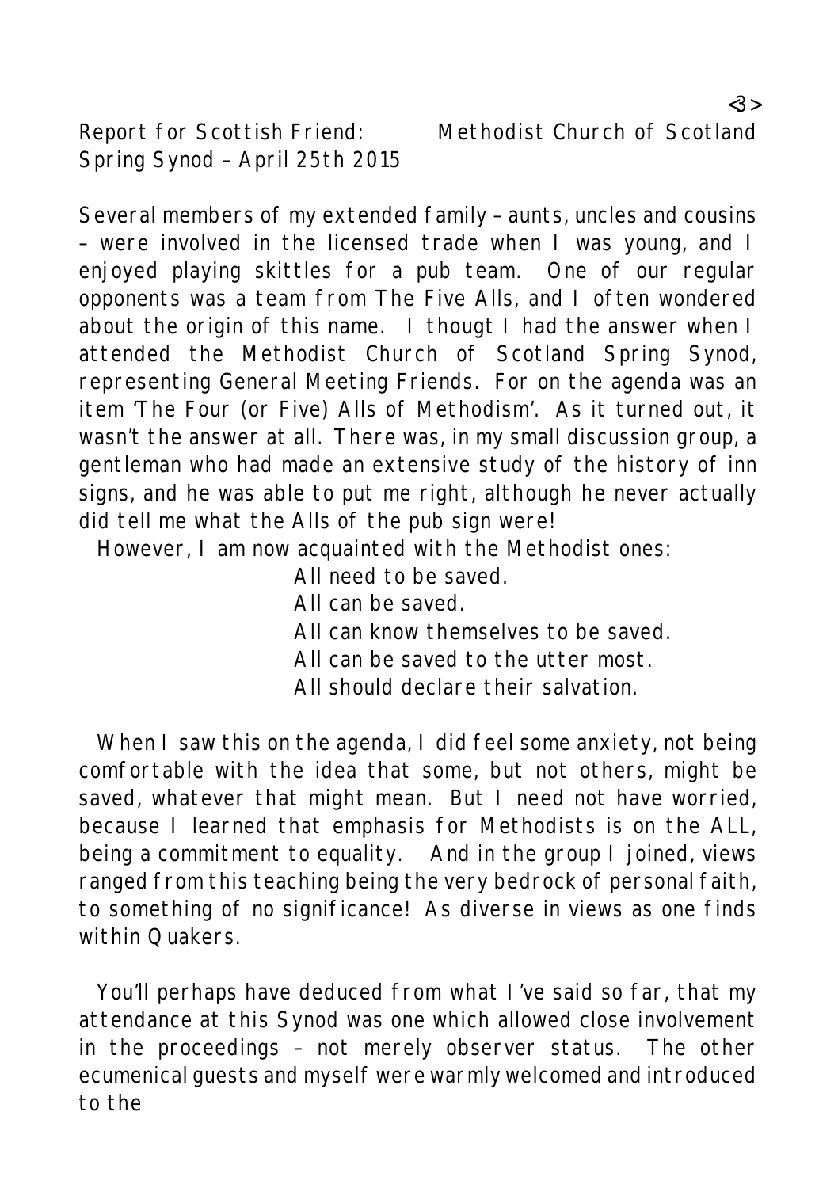Report for Scottish Friend: Methodist Church of Scotland Spring Synod – April 25th 2015

Several members of my extended family – aunts, uncles and cousins – were involved in the licensed trade when I was young, and I enjoyed playing skittles for a pub team. One of our regular opponents was a team from The Five Alls, and I often wondered about the origin of this name. I thougt I had the answer when I attended the Methodist Church of Scotland Spring Synod, representing General Meeting Friends. For on the agenda was an item 'The Four (or Five) Alls of Methodism'. As it turned out, it wasn't the answer at all. There was, in my small discussion group, a gentleman who had made an extensive study of the history of inn signs, and he was able to put me right, although he never actually did tell me what the Alls of the pub sign were!

However, I am now acquainted with the Methodist ones:

All need to be saved.
All can be saved.
All can know themselves to be saved.
All can be saved to the utter most.
All should declare their salvation.

When I saw this on the agenda, I did feel some anxiety, not being comfortable with the idea that some, but not others, might be saved, whatever that might mean. But I need not have worried, because I learned that emphasis for Methodists is on the ALL, being a commitment to equality. And in the group I joined, views ranged from this teaching being the very bedrock of personal faith, to something of no significance! As diverse in views as one finds within Quakers.

You'll perhaps have deduced from what I've said so far, that my attendance at this Synod was one which allowed close involvement in the proceedings – not merely observer status. The other ecumenical guests and myself were warmly welcomed and introduced to the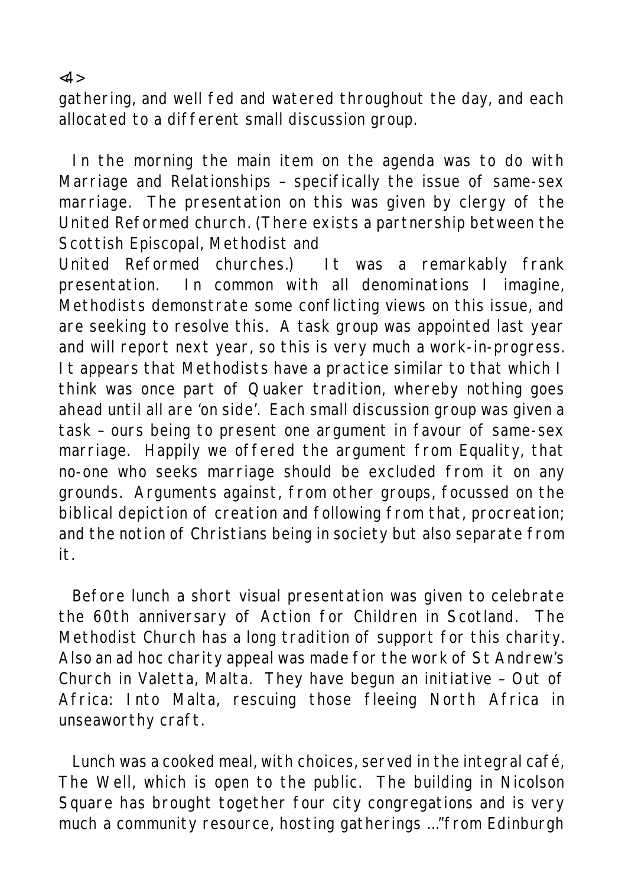gathering, and well fed and watered throughout the day, and each allocated to a different small discussion group.

In the morning the main item on the agenda was to do with Marriage and Relationships – specifically the issue of same-sex marriage. The presentation on this was given by clergy of the United Reformed church. (There exists a partnership between the Scottish Episcopal, Methodist and United Reformed churches.) It was a remarkably frank presentation. In common with all denominations I imagine, Methodists demonstrate some conflicting views on this issue, and are seeking to resolve this. A task group was appointed last year and will report next year, so this is very much a work-in-progress. It appears that Methodists have a practice similar to that which I think was once part of Quaker tradition, whereby nothing goes ahead until all are 'on side'. Each small discussion group was given a task – ours being to present one argument in favour of same-sex marriage. Happily we offered the argument from Equality, that no-one who seeks marriage should be excluded from it on any grounds. Arguments against, from other groups, focussed on the biblical depiction of creation and following from that, procreation; and the notion of Christians being in society but also separate from it.

Before lunch a short visual presentation was given to celebrate the 60th anniversary of Action for Children in Scotland. The Methodist Church has a long tradition of support for this charity. Also an ad hoc charity appeal was made for the work of St Andrew's Church in Valetta, Malta. They have begun an initiative – Out of Africa: Into Malta, rescuing those fleeing North Africa in unseaworthy craft.

Lunch was a cooked meal, with choices, served in the integral café, The Well, which is open to the public. The building in Nicolson Square has brought together four city congregations and is very much a community resource, hosting gatherings ..."from Edinburgh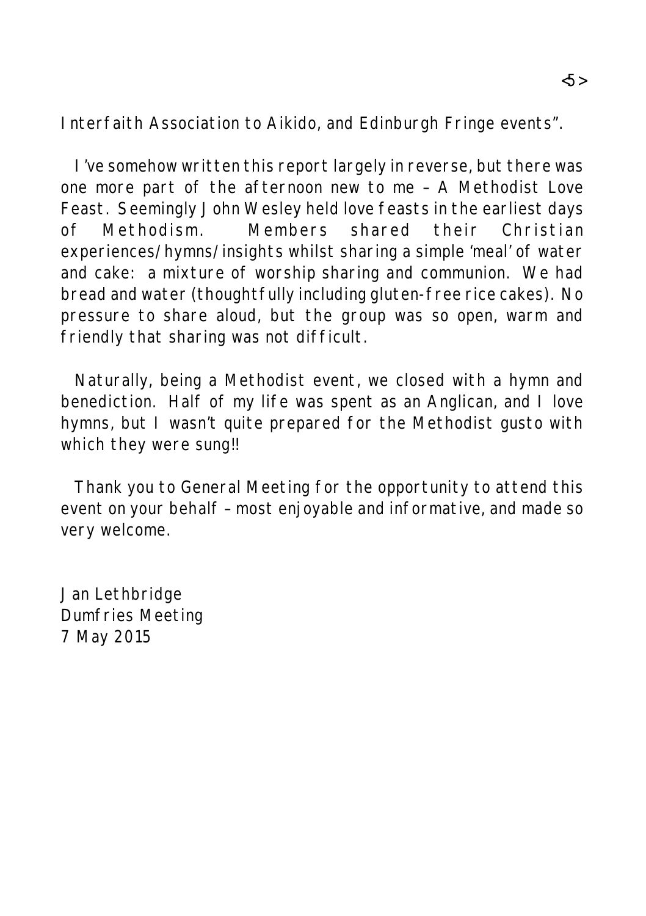Interfaith Association to Aikido, and Edinburgh Fringe events".

I've somehow written this report largely in reverse, but there was one more part of the afternoon new to me – A Methodist Love Feast. Seemingly John Wesley held love feasts in the earliest days of Methodism. Members shared their Christian experiences/hymns/insights whilst sharing a simple 'meal' of water and cake: a mixture of worship sharing and communion. We had bread and water (thoughtfully including gluten-free rice cakes). No pressure to share aloud, but the group was so open, warm and friendly that sharing was not difficult.

Naturally, being a Methodist event, we closed with a hymn and benediction. Half of my life was spent as an Anglican, and I love hymns, but I wasn't quite prepared for the Methodist gusto with which they were sung!!

Thank you to General Meeting for the opportunity to attend this event on your behalf – most enjoyable and informative, and made so very welcome.

Jan Lethbridge
Dumfries Meeting
7 May 2015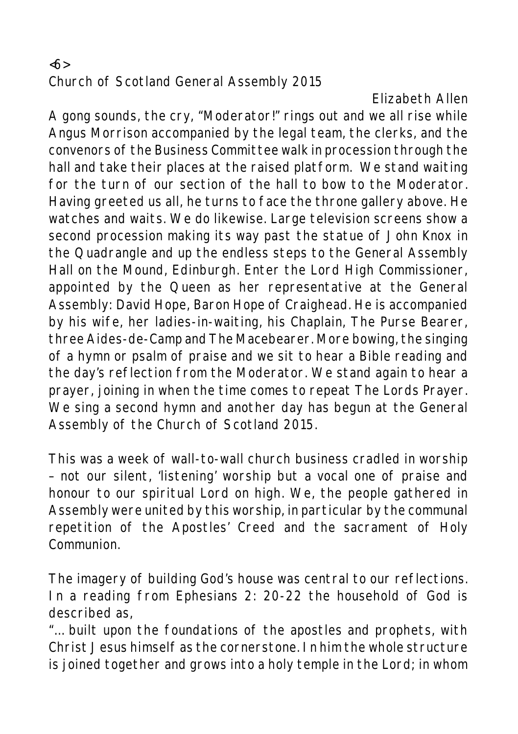# Church of Scotland General Assembly 2015

*Elizabeth Allen*

A gong sounds, the cry, "Moderator!" rings out and we all rise while Angus Morrison accompanied by the legal team, the clerks, and the convenors of the Business Committee walk in procession through the hall and take their places at the raised platform. We stand waiting for the turn of our section of the hall to bow to the Moderator. Having greeted us all, he turns to face the throne gallery above. He watches and waits. We do likewise. Large television screens show a second procession making its way past the statue of John Knox in the Quadrangle and up the endless steps to the General Assembly Hall on the Mound, Edinburgh. Enter the Lord High Commissioner, appointed by the Queen as her representative at the General Assembly: David Hope, Baron Hope of Craighead. He is accompanied by his wife, her ladies-in-waiting, his Chaplain, The Purse Bearer, three Aides-de-Camp and The Macebearer. More bowing, the singing of a hymn or psalm of praise and we sit to hear a Bible reading and the day's reflection from the Moderator. We stand again to hear a prayer, joining in when the time comes to repeat The Lords Prayer. We sing a second hymn and another day has begun at the General Assembly of the Church of Scotland 2015.

This was a week of wall-to-wall church business cradled in worship – not our silent, 'listening' worship but a vocal one of praise and honour to our spiritual Lord on high. We, the people gathered in Assembly were united by this worship, in particular by the communal repetition of the Apostles' Creed and the sacrament of Holy Communion.

The imagery of building God's house was central to our reflections. In a reading from Ephesians 2: 20-22 the household of God is described as,

"… built upon the foundations of the apostles and prophets, with Christ Jesus himself as the cornerstone. In him the whole structure is joined together and grows into a holy temple in the Lord; in whom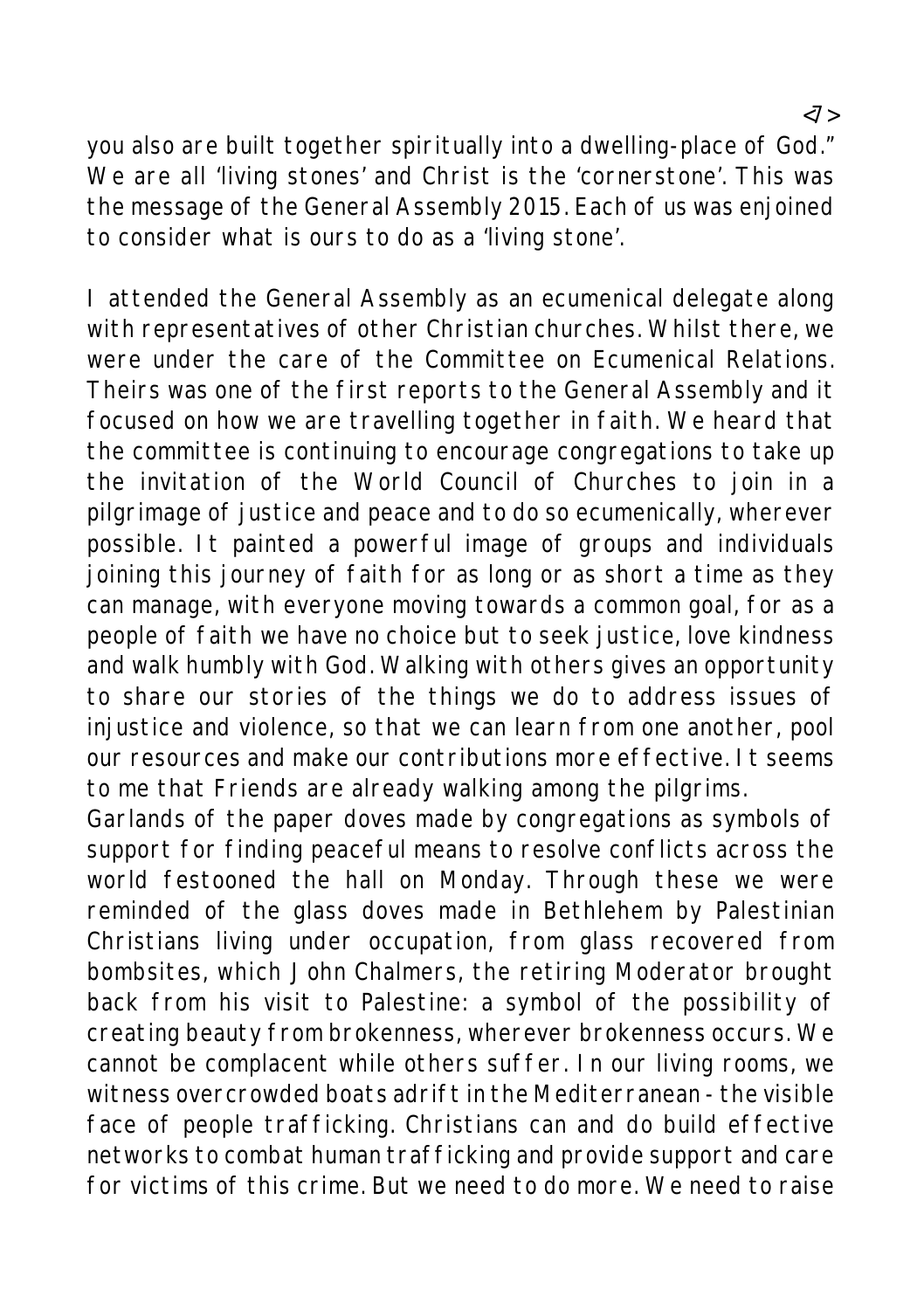you also are built together spiritually into a dwelling-place of God." We are all 'living stones' and Christ is the 'cornerstone'. This was the message of the General Assembly 2015. Each of us was enjoined to consider what is ours to do as a 'living stone'.

I attended the General Assembly as an ecumenical delegate along with representatives of other Christian churches. Whilst there, we were under the care of the Committee on Ecumenical Relations. Theirs was one of the first reports to the General Assembly and it focused on how we are travelling together in faith. We heard that the committee is continuing to encourage congregations to take up the invitation of the World Council of Churches to join in a pilgrimage of justice and peace and to do so ecumenically, wherever possible. It painted a powerful image of groups and individuals joining this journey of faith for as long or as short a time as they can manage, with everyone moving towards a common goal, for as a people of faith we have no choice but to seek justice, love kindness and walk humbly with God. Walking with others gives an opportunity to share our stories of the things we do to address issues of injustice and violence, so that we can learn from one another, pool our resources and make our contributions more effective. It seems to me that Friends are already walking among the pilgrims.

Garlands of the paper doves made by congregations as symbols of support for finding peaceful means to resolve conflicts across the world festooned the hall on Monday. Through these we were reminded of the glass doves made in Bethlehem by Palestinian Christians living under occupation, from glass recovered from bombsites, which John Chalmers, the retiring Moderator brought back from his visit to Palestine: a symbol of the possibility of creating beauty from brokenness, wherever brokenness occurs. We cannot be complacent while others suffer. In our living rooms, we witness overcrowded boats adrift in the Mediterranean - the visible face of people trafficking. Christians can and do build effective networks to combat human trafficking and provide support and care for victims of this crime. But we need to do more. We need to raise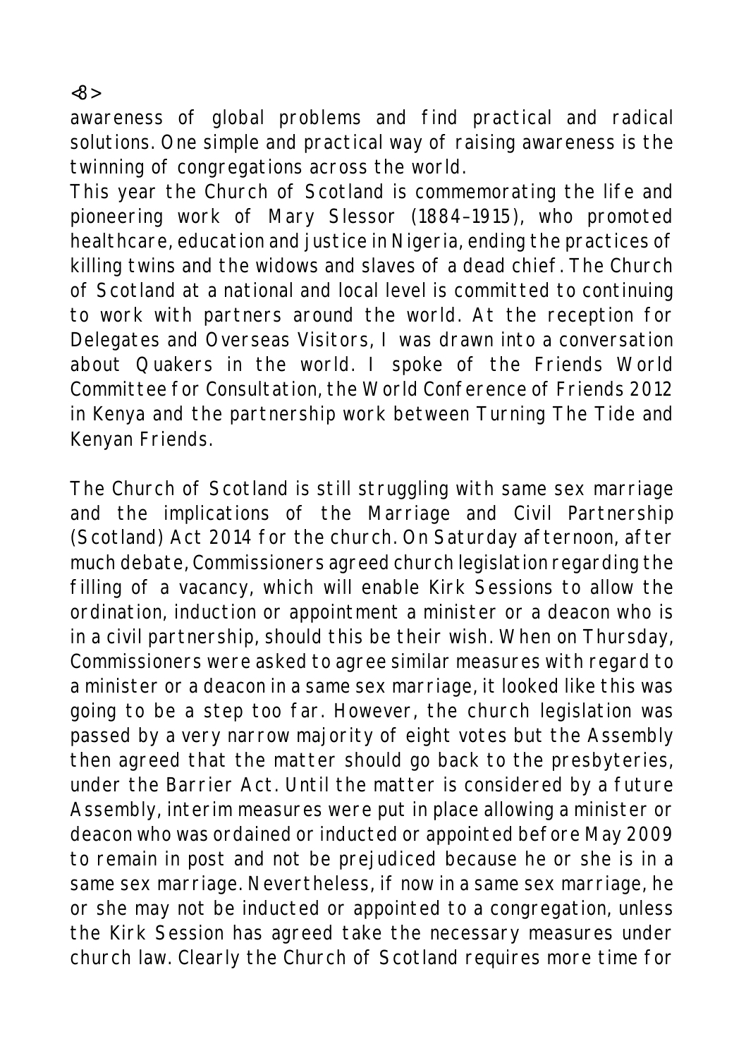awareness of global problems and find practical and radical solutions. One simple and practical way of raising awareness is the twinning of congregations across the world.

This year the Church of Scotland is commemorating the life and pioneering work of Mary Slessor (1884–1915), who promoted healthcare, education and justice in Nigeria, ending the practices of killing twins and the widows and slaves of a dead chief. The Church of Scotland at a national and local level is committed to continuing to work with partners around the world. At the reception for Delegates and Overseas Visitors, I was drawn into a conversation about Quakers in the world. I spoke of the Friends World Committee for Consultation, the World Conference of Friends 2012 in Kenya and the partnership work between Turning The Tide and Kenyan Friends.

The Church of Scotland is still struggling with same sex marriage and the implications of the Marriage and Civil Partnership (Scotland) Act 2014 for the church. On Saturday afternoon, after much debate, Commissioners agreed church legislation regarding the filling of a vacancy, which will enable Kirk Sessions to allow the ordination, induction or appointment a minister or a deacon who is in a civil partnership, should this be their wish. When on Thursday, Commissioners were asked to agree similar measures with regard to a minister or a deacon in a same sex marriage, it looked like this was going to be a step too far. However, the church legislation was passed by a very narrow majority of eight votes but the Assembly then agreed that the matter should go back to the presbyteries, under the Barrier Act. Until the matter is considered by a future Assembly, interim measures were put in place allowing a minister or deacon who was ordained or inducted or appointed before May 2009 to remain in post and not be prejudiced because he or she is in a same sex marriage. Nevertheless, if now in a same sex marriage, he or she may not be inducted or appointed to a congregation, unless the Kirk Session has agreed take the necessary measures under church law. Clearly the Church of Scotland requires more time for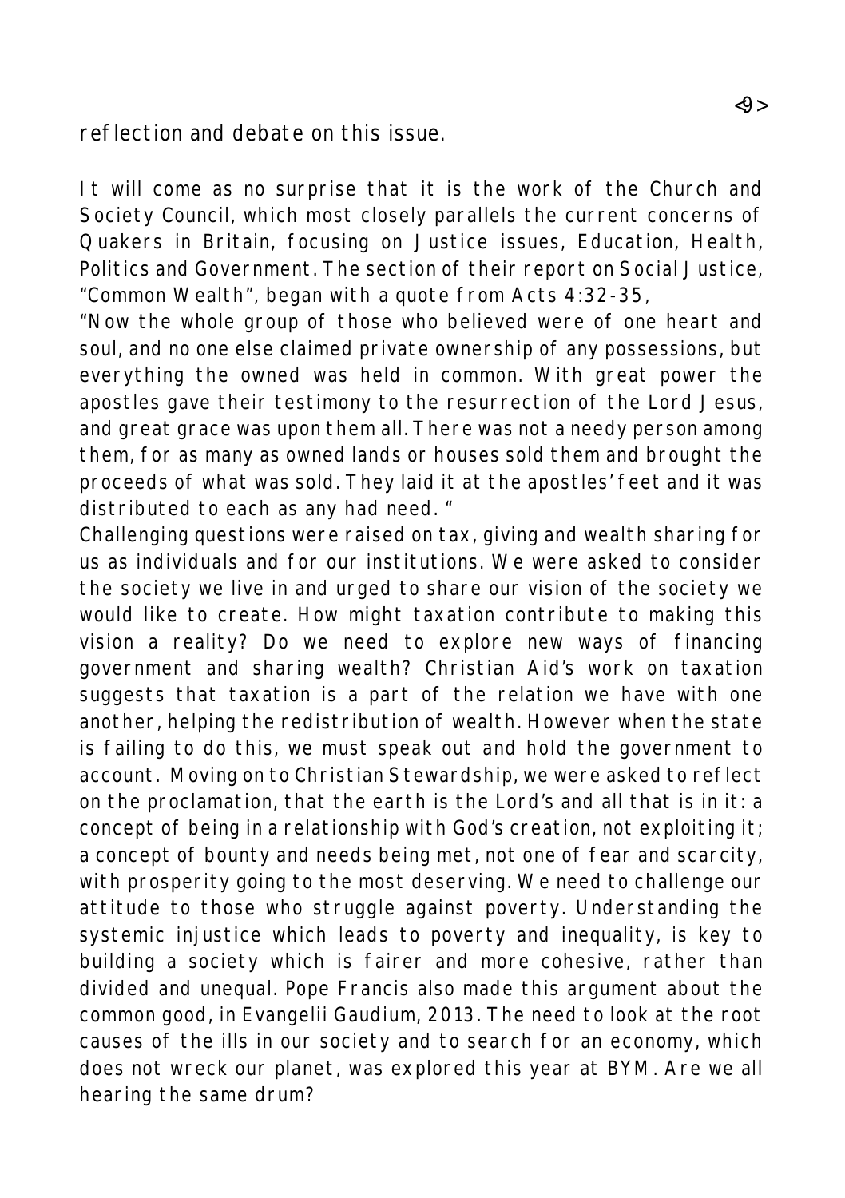reflection and debate on this issue.

It will come as no surprise that it is the work of the Church and Society Council, which most closely parallels the current concerns of Quakers in Britain, focusing on Justice issues, Education, Health, Politics and Government. The section of their report on Social Justice, "Common Wealth", began with a quote from Acts 4:32-35,
"Now the whole group of those who believed were of one heart and soul, and no one else claimed private ownership of any possessions, but everything the owned was held in common. With great power the apostles gave their testimony to the resurrection of the Lord Jesus, and great grace was upon them all. There was not a needy person among them, for as many as owned lands or houses sold them and brought the proceeds of what was sold. They laid it at the apostles' feet and it was distributed to each as any had need. "
Challenging questions were raised on tax, giving and wealth sharing for us as individuals and for our institutions. We were asked to consider the society we live in and urged to share our vision of the society we would like to create. How might taxation contribute to making this vision a reality? Do we need to explore new ways of financing government and sharing wealth? Christian Aid's work on taxation suggests that taxation is a part of the relation we have with one another, helping the redistribution of wealth. However when the state is failing to do this, we must speak out and hold the government to account. Moving on to Christian Stewardship, we were asked to reflect on the proclamation, that the earth is the Lord's and all that is in it: a concept of being in a relationship with God's creation, not exploiting it; a concept of bounty and needs being met, not one of fear and scarcity, with prosperity going to the most deserving. We need to challenge our attitude to those who struggle against poverty. Understanding the systemic injustice which leads to poverty and inequality, is key to building a society which is fairer and more cohesive, rather than divided and unequal. Pope Francis also made this argument about the common good, in Evangelii Gaudium, 2013. The need to look at the root causes of the ills in our society and to search for an economy, which does not wreck our planet, was explored this year at BYM. Are we all hearing the same drum?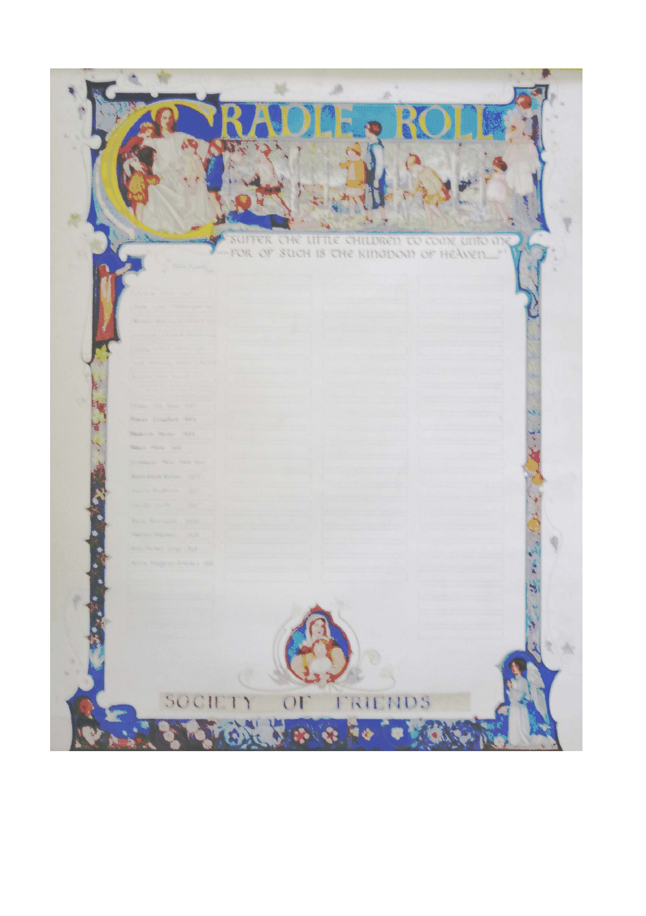# CRADLE ROLL

"SUFFER THE LITTLE CHILDREN TO COME UNTO ME ... FOR OF SUCH IS THE KINGDOM OF HEAVEN."

SOCIETY OF FRIENDS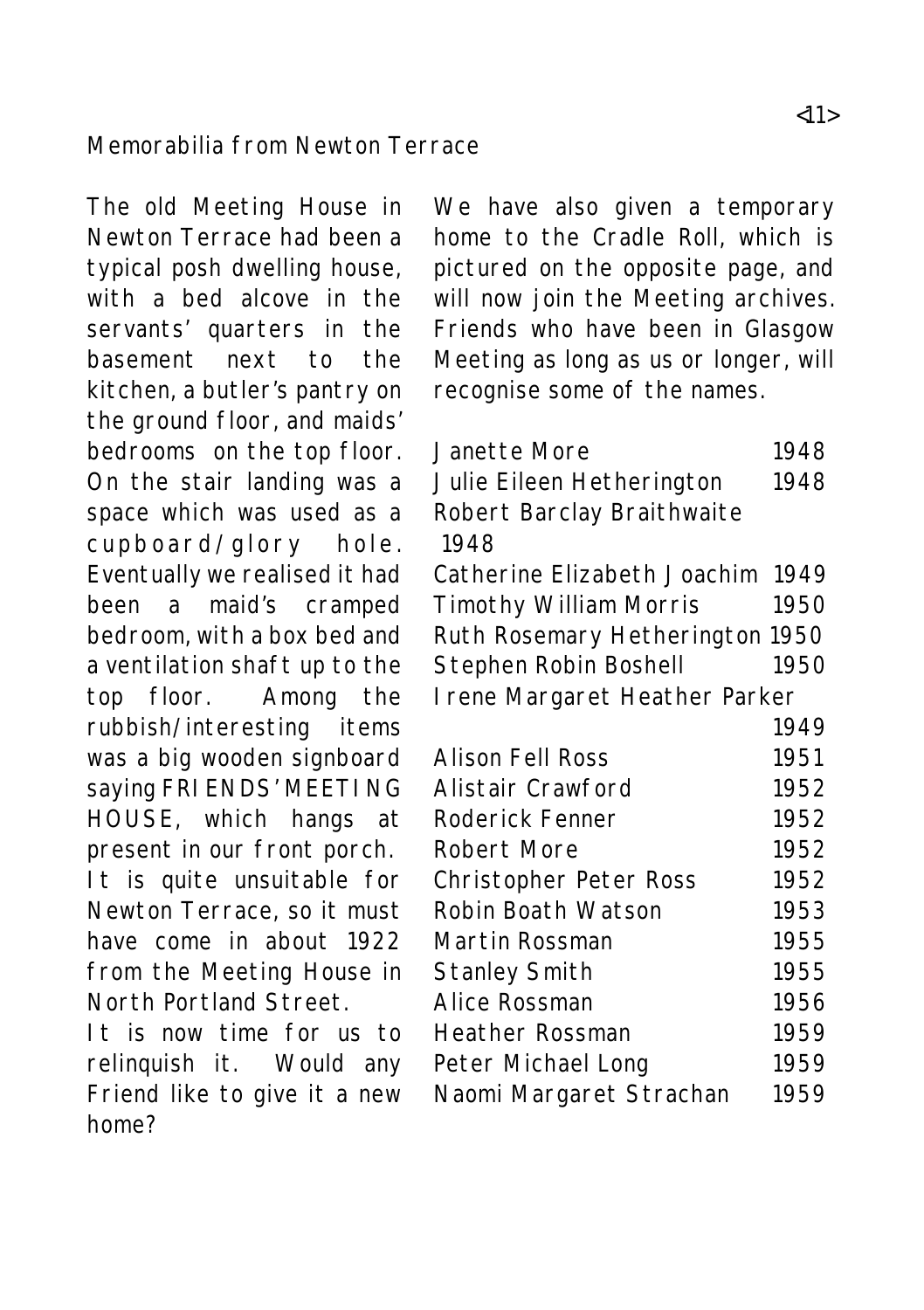## Memorabilia from Newton Terrace

The old Meeting House in Newton Terrace had been a typical posh dwelling house, with a bed alcove in the servants' quarters in the basement next to the kitchen, a butler's pantry on the ground floor, and maids' bedrooms on the top floor. On the stair landing was a space which was used as a cupboard/glory hole. Eventually we realised it had been a maid's cramped bedroom, with a box bed and a ventilation shaft up to the top floor. Among the rubbish/interesting items was a big wooden signboard saying FRIENDS' MEETING HOUSE, which hangs at present in our front porch. It is quite unsuitable for Newton Terrace, so it must have come in about 1922 from the Meeting House in North Portland Street.

It is now time for us to relinquish it. Would any Friend like to give it a new home?

We have also given a temporary home to the Cradle Roll, which is pictured on the opposite page, and will now join the Meeting archives. Friends who have been in Glasgow Meeting as long as us or longer, will recognise some of the names.

| | |
|---|---|
| Janette More | 1948 |
| Julie Eileen Hetherington | 1948 |
| Robert Barclay Braithwaite | 1948 |
| Catherine Elizabeth Joachim | 1949 |
| Timothy William Morris | 1950 |
| Ruth Rosemary Hetherington | 1950 |
| Stephen Robin Boshell | 1950 |
| Irene Margaret Heather Parker | 1949 |
| Alison Fell Ross | 1951 |
| Alistair Crawford | 1952 |
| Roderick Fenner | 1952 |
| Robert More | 1952 |
| Christopher Peter Ross | 1952 |
| Robin Boath Watson | 1953 |
| Martin Rossman | 1955 |
| Stanley Smith | 1955 |
| Alice Rossman | 1956 |
| Heather Rossman | 1959 |
| Peter Michael Long | 1959 |
| Naomi Margaret Strachan | 1959 |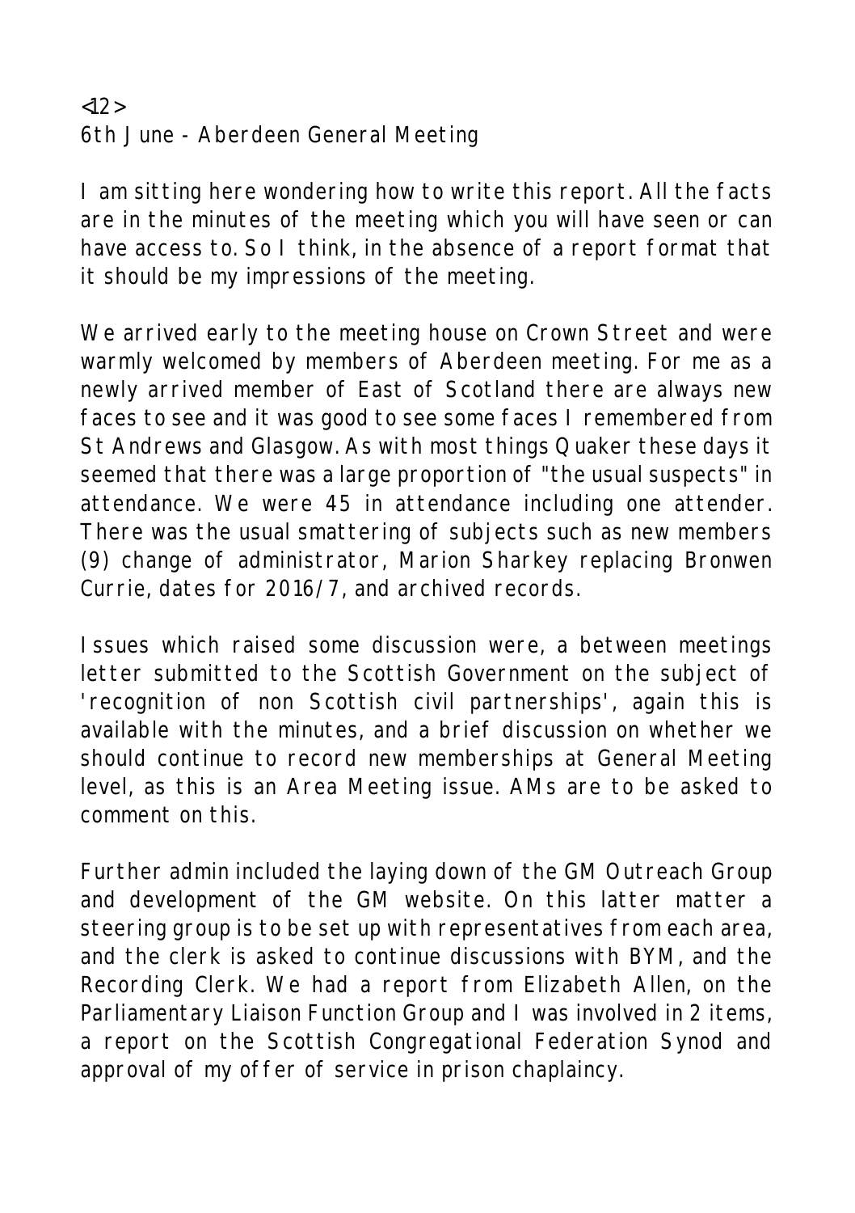<12>
6th June - Aberdeen General Meeting

I am sitting here wondering how to write this report. All the facts are in the minutes of the meeting which you will have seen or can have access to. So I think, in the absence of a report format that it should be my impressions of the meeting.

We arrived early to the meeting house on Crown Street and were warmly welcomed by members of Aberdeen meeting. For me as a newly arrived member of East of Scotland there are always new faces to see and it was good to see some faces I remembered from St Andrews and Glasgow. As with most things Quaker these days it seemed that there was a large proportion of "the usual suspects" in attendance. We were 45 in attendance including one attender. There was the usual smattering of subjects such as new members (9) change of administrator, Marion Sharkey replacing Bronwen Currie, dates for 2016/7, and archived records.

Issues which raised some discussion were, a between meetings letter submitted to the Scottish Government on the subject of 'recognition of non Scottish civil partnerships', again this is available with the minutes, and a brief discussion on whether we should continue to record new memberships at General Meeting level, as this is an Area Meeting issue. AMs are to be asked to comment on this.

Further admin included the laying down of the GM Outreach Group and development of the GM website. On this latter matter a steering group is to be set up with representatives from each area, and the clerk is asked to continue discussions with BYM, and the Recording Clerk. We had a report from Elizabeth Allen, on the Parliamentary Liaison Function Group and I was involved in 2 items, a report on the Scottish Congregational Federation Synod and approval of my offer of service in prison chaplaincy.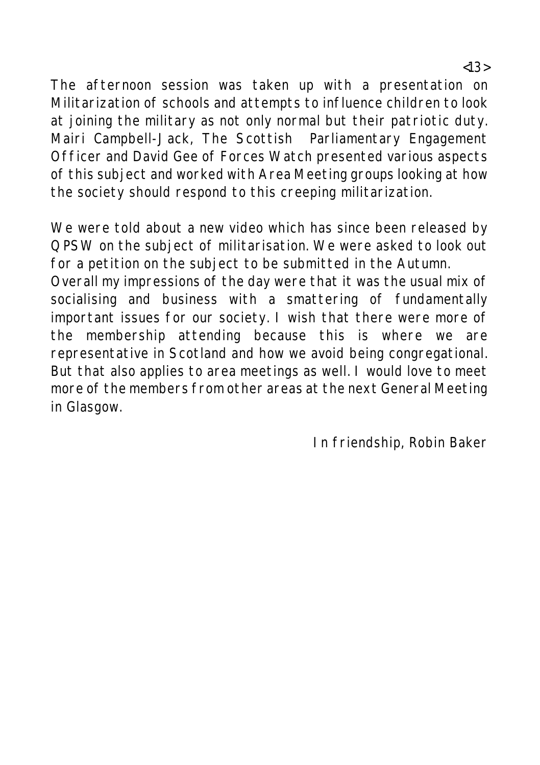The afternoon session was taken up with a presentation on Militarization of schools and attempts to influence children to look at joining the military as not only normal but their patriotic duty. Mairi Campbell-Jack, The Scottish Parliamentary Engagement Officer and David Gee of Forces Watch presented various aspects of this subject and worked with Area Meeting groups looking at how the society should respond to this creeping militarization.

We were told about a new video which has since been released by QPSW on the subject of militarisation. We were asked to look out for a petition on the subject to be submitted in the Autumn.
Overall my impressions of the day were that it was the usual mix of socialising and business with a smattering of fundamentally important issues for our society. I wish that there were more of the membership attending because this is where we are representative in Scotland and how we avoid being congregational. But that also applies to area meetings as well. I would love to meet more of the members from other areas at the next General Meeting in Glasgow.

In friendship, Robin Baker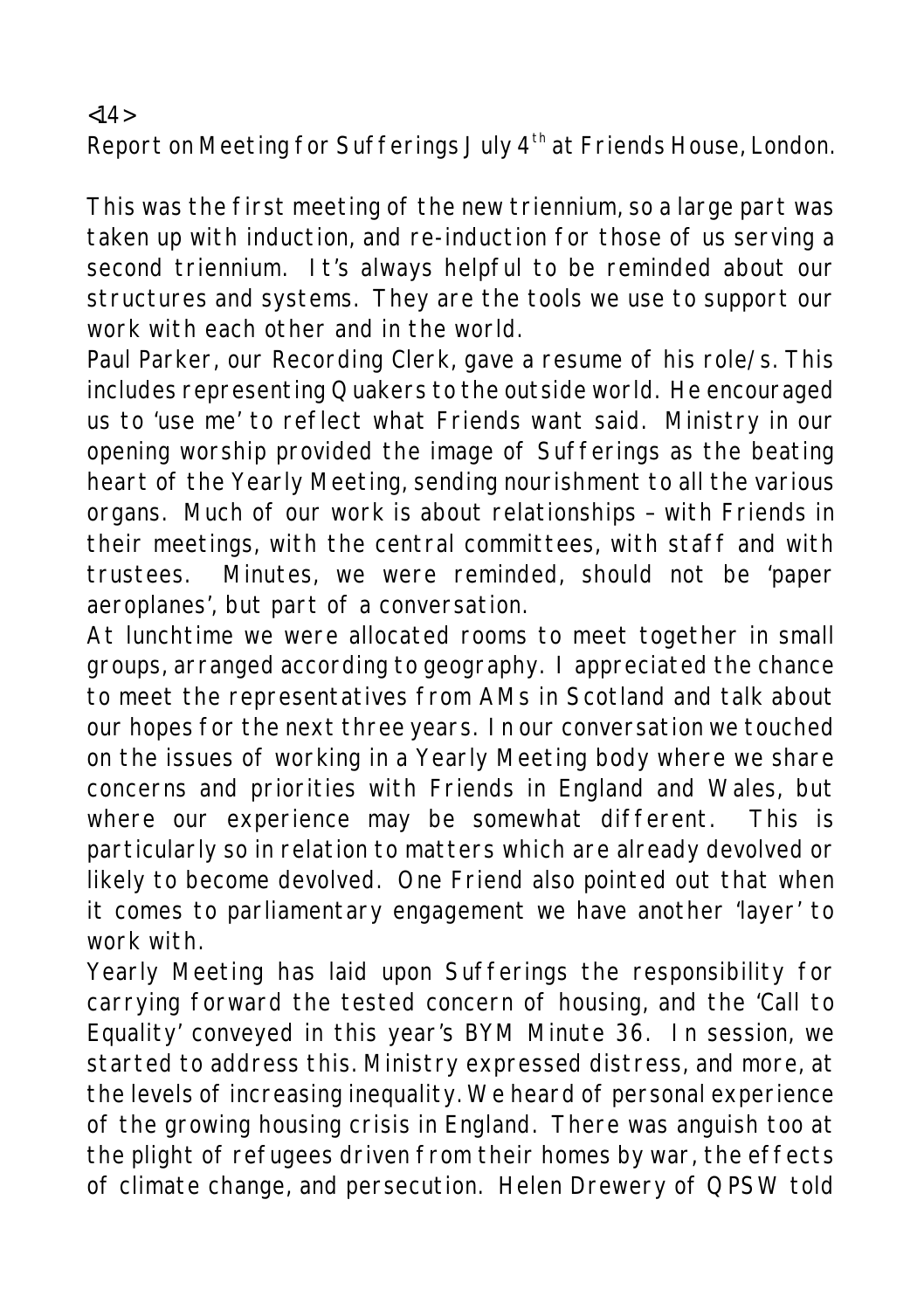Report on Meeting for Sufferings July 4th at Friends House, London.

This was the first meeting of the new triennium, so a large part was taken up with induction, and re-induction for those of us serving a second triennium. It's always helpful to be reminded about our structures and systems. They are the tools we use to support our work with each other and in the world.

Paul Parker, our Recording Clerk, gave a resume of his role/s. This includes representing Quakers to the outside world. He encouraged us to 'use me' to reflect what Friends want said. Ministry in our opening worship provided the image of Sufferings as the beating heart of the Yearly Meeting, sending nourishment to all the various organs. Much of our work is about relationships – with Friends in their meetings, with the central committees, with staff and with trustees. Minutes, we were reminded, should not be 'paper aeroplanes', but part of a conversation.

At lunchtime we were allocated rooms to meet together in small groups, arranged according to geography. I appreciated the chance to meet the representatives from AMs in Scotland and talk about our hopes for the next three years. In our conversation we touched on the issues of working in a Yearly Meeting body where we share concerns and priorities with Friends in England and Wales, but where our experience may be somewhat different. This is particularly so in relation to matters which are already devolved or likely to become devolved. One Friend also pointed out that when it comes to parliamentary engagement we have another 'layer' to work with.

Yearly Meeting has laid upon Sufferings the responsibility for carrying forward the tested concern of housing, and the 'Call to Equality' conveyed in this year's BYM Minute 36. In session, we started to address this. Ministry expressed distress, and more, at the levels of increasing inequality. We heard of personal experience of the growing housing crisis in England. There was anguish too at the plight of refugees driven from their homes by war, the effects of climate change, and persecution. Helen Drewery of QPSW told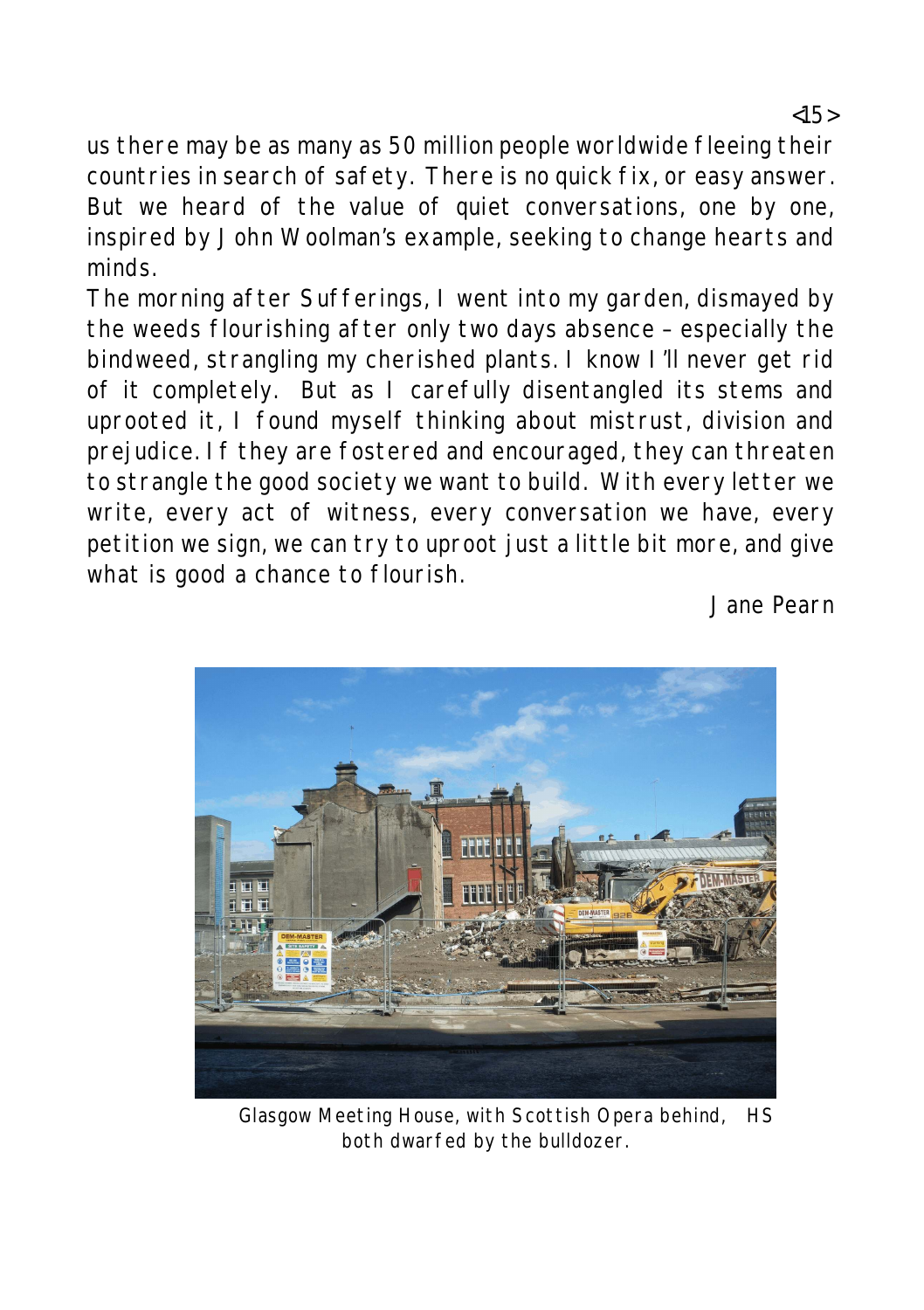us there may be as many as 50 million people worldwide fleeing their countries in search of safety. There is no quick fix, or easy answer. But we heard of the value of quiet conversations, one by one, inspired by John Woolman's example, seeking to change hearts and minds.

The morning after Sufferings, I went into my garden, dismayed by the weeds flourishing after only two days absence – especially the bindweed, strangling my cherished plants. I know I'll never get rid of it completely. But as I carefully disentangled its stems and uprooted it, I found myself thinking about mistrust, division and prejudice. If they are fostered and encouraged, they can threaten to strangle the good society we want to build. With every letter we write, every act of witness, every conversation we have, every petition we sign, we can try to uproot just a little bit more, and give what is good a chance to flourish.

Jane Pearn

Glasgow Meeting House, with Scottish Opera behind, both dwarfed by the bulldozer. HS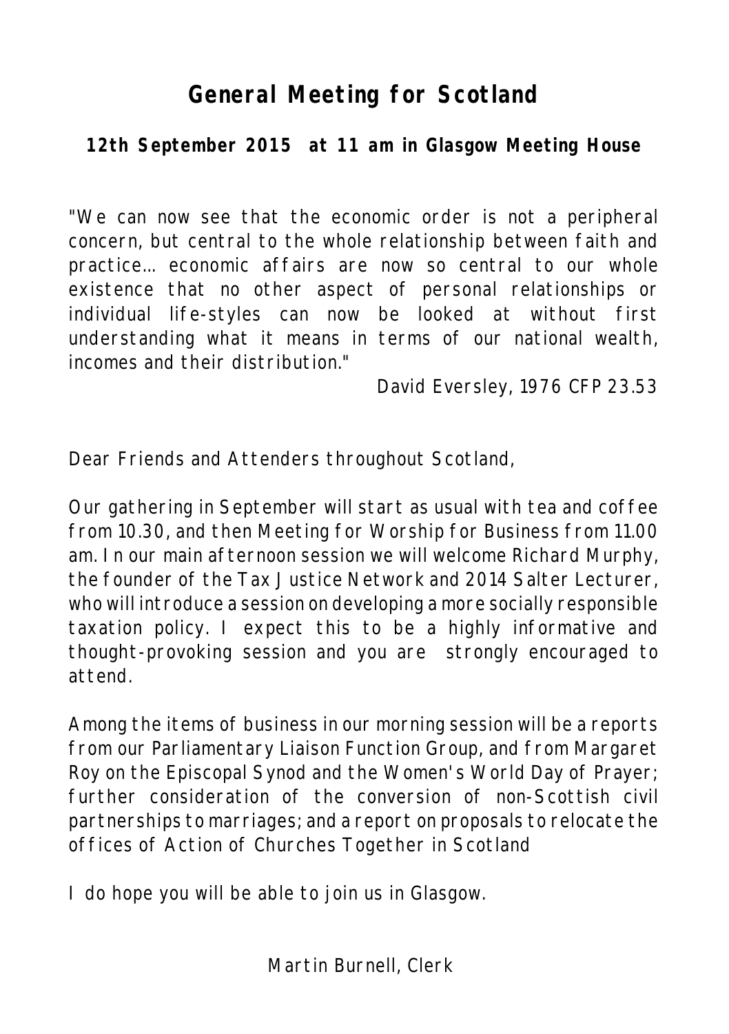# General Meeting for Scotland

**12th September 2015 at 11 am in Glasgow Meeting House**

"We can now see that the economic order is not a peripheral concern, but central to the whole relationship between faith and practice… economic affairs are now so central to our whole existence that no other aspect of personal relationships or individual life-styles can now be looked at without first understanding what it means in terms of our national wealth, incomes and their distribution."

David Eversley, 1976 CFP 23.53

Dear Friends and Attenders throughout Scotland,

Our gathering in September will start as usual with tea and coffee from 10.30, and then Meeting for Worship for Business from 11.00 am. In our main afternoon session we will welcome Richard Murphy, the founder of the Tax Justice Network and 2014 Salter Lecturer, who will introduce a session on developing a more socially responsible taxation policy. I expect this to be a highly informative and thought-provoking session and you are strongly encouraged to attend.

Among the items of business in our morning session will be a reports from our Parliamentary Liaison Function Group, and from Margaret Roy on the Episcopal Synod and the Women's World Day of Prayer; further consideration of the conversion of non-Scottish civil partnerships to marriages; and a report on proposals to relocate the offices of Action of Churches Together in Scotland

I do hope you will be able to join us in Glasgow.

Martin Burnell, Clerk